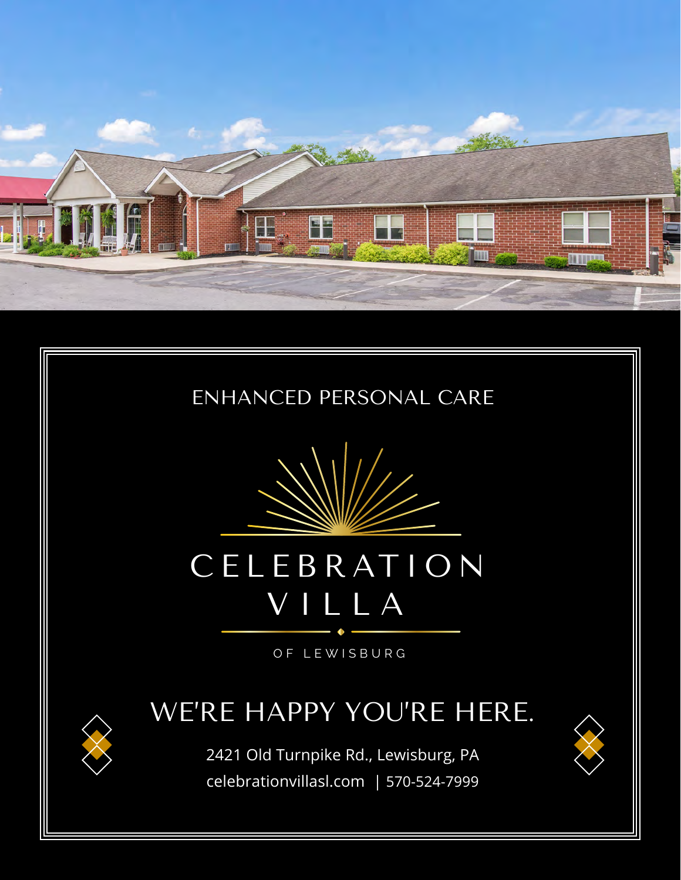ENHANCED PERSONAL CARE

# CELEBRATION VILLA

OF LEWISBURG

## WE'RE HAPPY YOU'RE HERE.

2421 Old Turnpike Rd., Lewisburg, PA

celebrationvillasl.com | 570-524-7999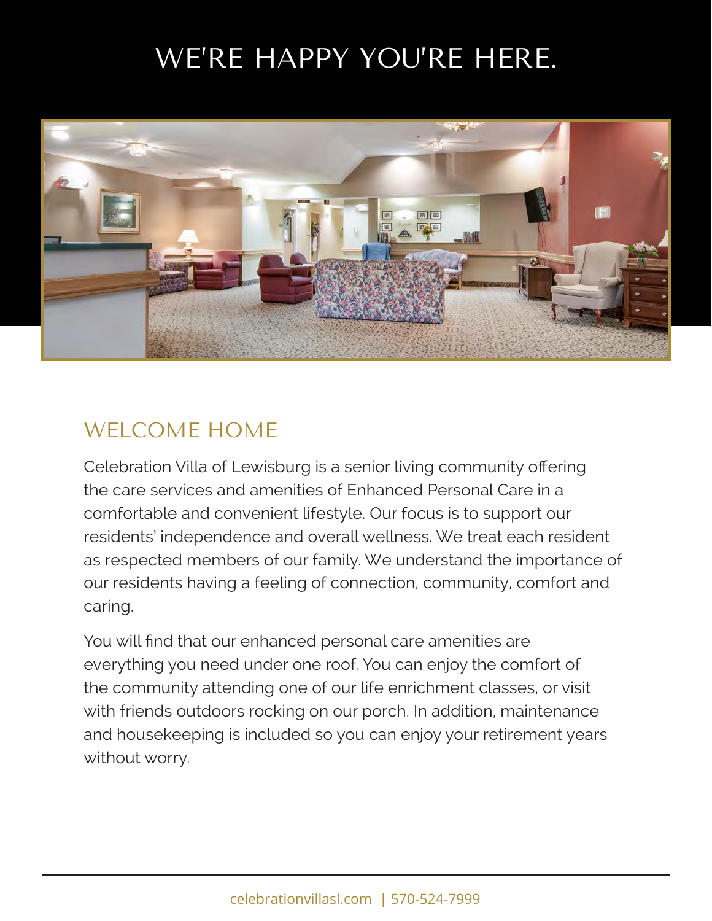# WE'RE HAPPY YOU'RE HERE.

## WELCOME HOME

Celebration Villa of Lewisburg is a senior living community offering the care services and amenities of Enhanced Personal Care in a comfortable and convenient lifestyle. Our focus is to support our residents' independence and overall wellness. We treat each resident as respected members of our family. We understand the importance of our residents having a feeling of connection, community, comfort and caring.

You will find that our enhanced personal care amenities are everything you need under one roof. You can enjoy the comfort of the community attending one of our life enrichment classes, or visit with friends outdoors rocking on our porch. In addition, maintenance and housekeeping is included so you can enjoy your retirement years without worry.

celebrationvillasl.com | 570-524-7999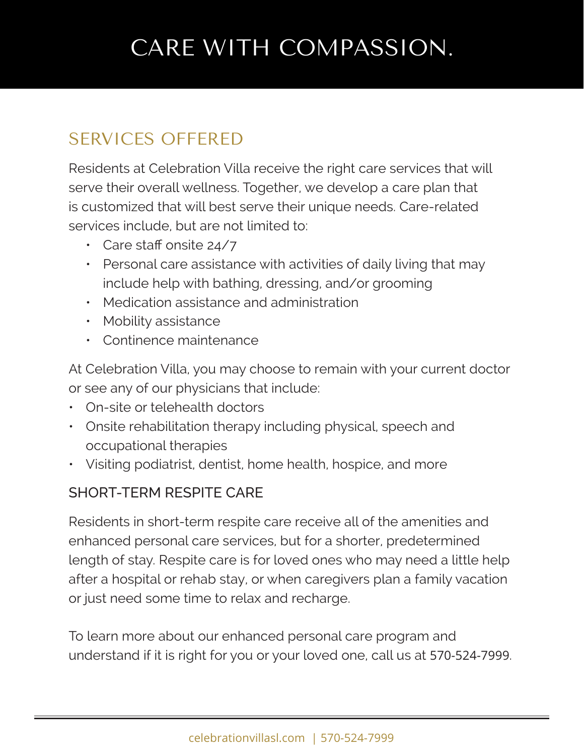# CARE WITH COMPASSION.

## SERVICES OFFERED

Residents at Celebration Villa receive the right care services that will serve their overall wellness. Together, we develop a care plan that is customized that will best serve their unique needs. Care-related services include, but are not limited to:

- Care staff onsite 24/7
- Personal care assistance with activities of daily living that may include help with bathing, dressing, and/or grooming
- Medication assistance and administration
- Mobility assistance
- Continence maintenance

At Celebration Villa, you may choose to remain with your current doctor or see any of our physicians that include:

- On-site or telehealth doctors
- Onsite rehabilitation therapy including physical, speech and occupational therapies
- Visiting podiatrist, dentist, home health, hospice, and more

### SHORT-TERM RESPITE CARE

Residents in short-term respite care receive all of the amenities and enhanced personal care services, but for a shorter, predetermined length of stay. Respite care is for loved ones who may need a little help after a hospital or rehab stay, or when caregivers plan a family vacation or just need some time to relax and recharge.

To learn more about our enhanced personal care program and understand if it is right for you or your loved one, call us at 570-524-7999.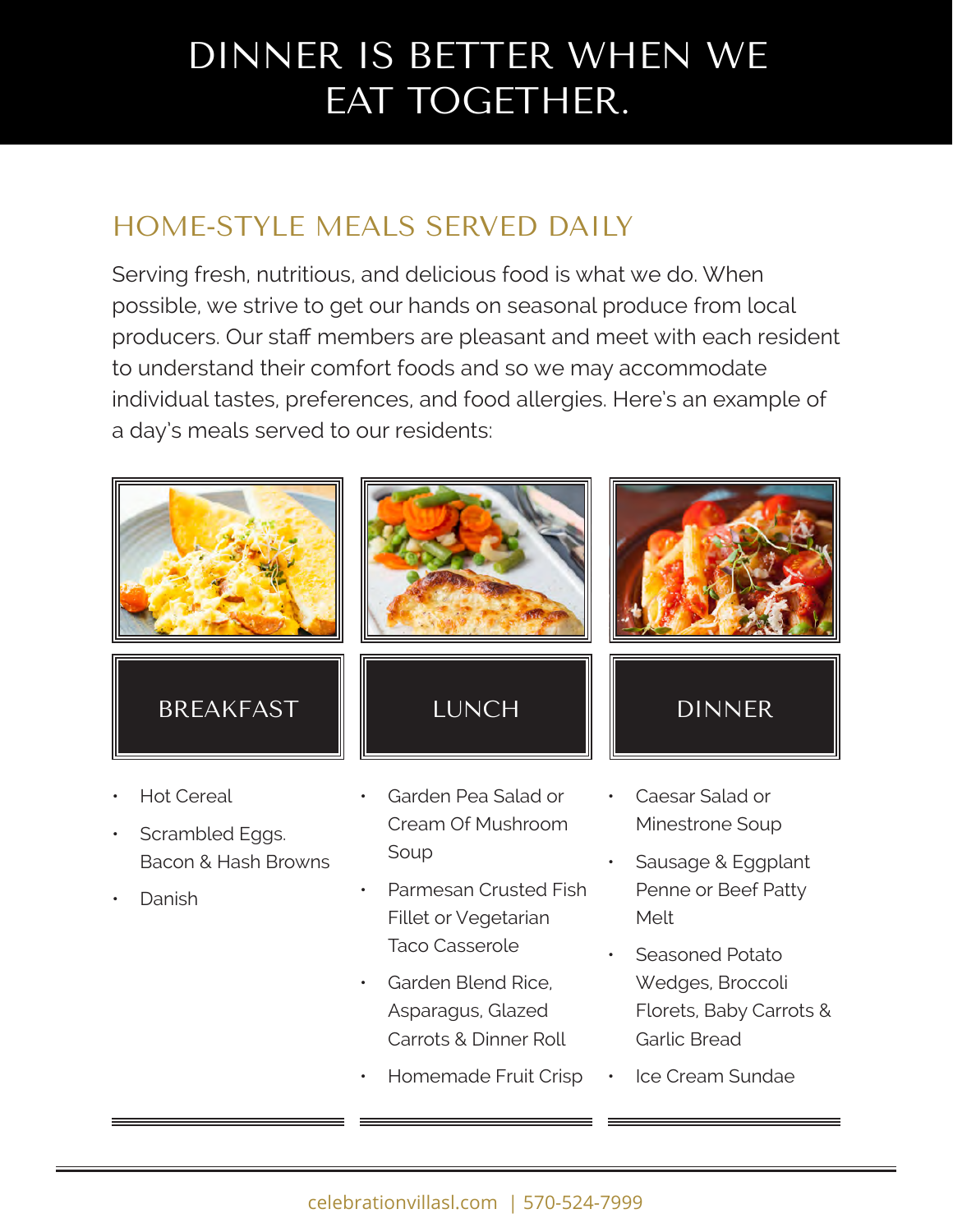# DINNER IS BETTER WHEN WE EAT TOGETHER.

## HOME-STYLE MEALS SERVED DAILY

Serving fresh, nutritious, and delicious food is what we do. When possible, we strive to get our hands on seasonal produce from local producers. Our staff members are pleasant and meet with each resident to understand their comfort foods and so we may accommodate individual tastes, preferences, and food allergies. Here's an example of a day's meals served to our residents:

### BREAKFAST

- Hot Cereal
- Scrambled Eggs. Bacon & Hash Browns
- Danish

### LUNCH

- Garden Pea Salad or Cream Of Mushroom Soup
- Parmesan Crusted Fish Fillet or Vegetarian Taco Casserole
- Garden Blend Rice, Asparagus, Glazed Carrots & Dinner Roll
- Homemade Fruit Crisp

### DINNER

- Caesar Salad or Minestrone Soup
- Sausage & Eggplant Penne or Beef Patty Melt
- Seasoned Potato Wedges, Broccoli Florets, Baby Carrots & Garlic Bread
- Ice Cream Sundae

celebrationvillasl.com | 570-524-7999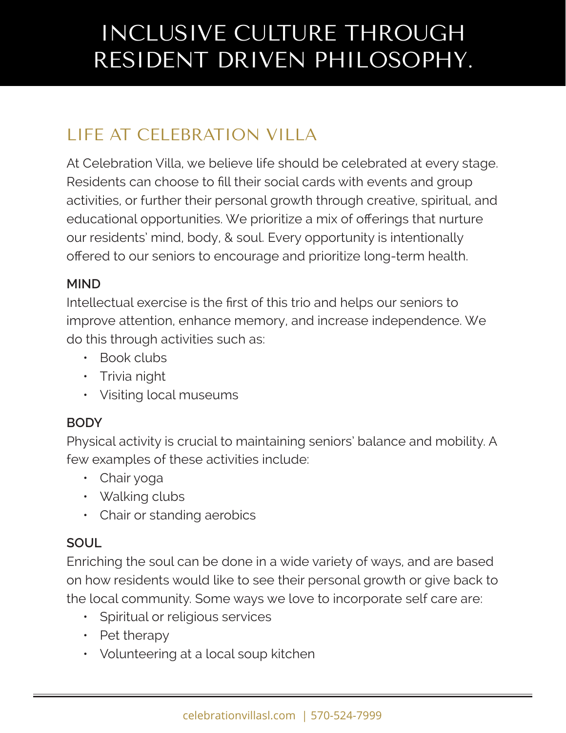# INCLUSIVE CULTURE THROUGH RESIDENT DRIVEN PHILOSOPHY.

## LIFE AT CELEBRATION VILLA

At Celebration Villa, we believe life should be celebrated at every stage. Residents can choose to fill their social cards with events and group activities, or further their personal growth through creative, spiritual, and educational opportunities. We prioritize a mix of offerings that nurture our residents' mind, body, & soul. Every opportunity is intentionally offered to our seniors to encourage and prioritize long-term health.

### MIND

Intellectual exercise is the first of this trio and helps our seniors to improve attention, enhance memory, and increase independence. We do this through activities such as:

- Book clubs
- Trivia night
- Visiting local museums

### BODY

Physical activity is crucial to maintaining seniors' balance and mobility. A few examples of these activities include:

- Chair yoga
- Walking clubs
- Chair or standing aerobics

### SOUL

Enriching the soul can be done in a wide variety of ways, and are based on how residents would like to see their personal growth or give back to the local community. Some ways we love to incorporate self care are:

- Spiritual or religious services
- Pet therapy
- Volunteering at a local soup kitchen

celebrationvillasl.com | 570-524-7999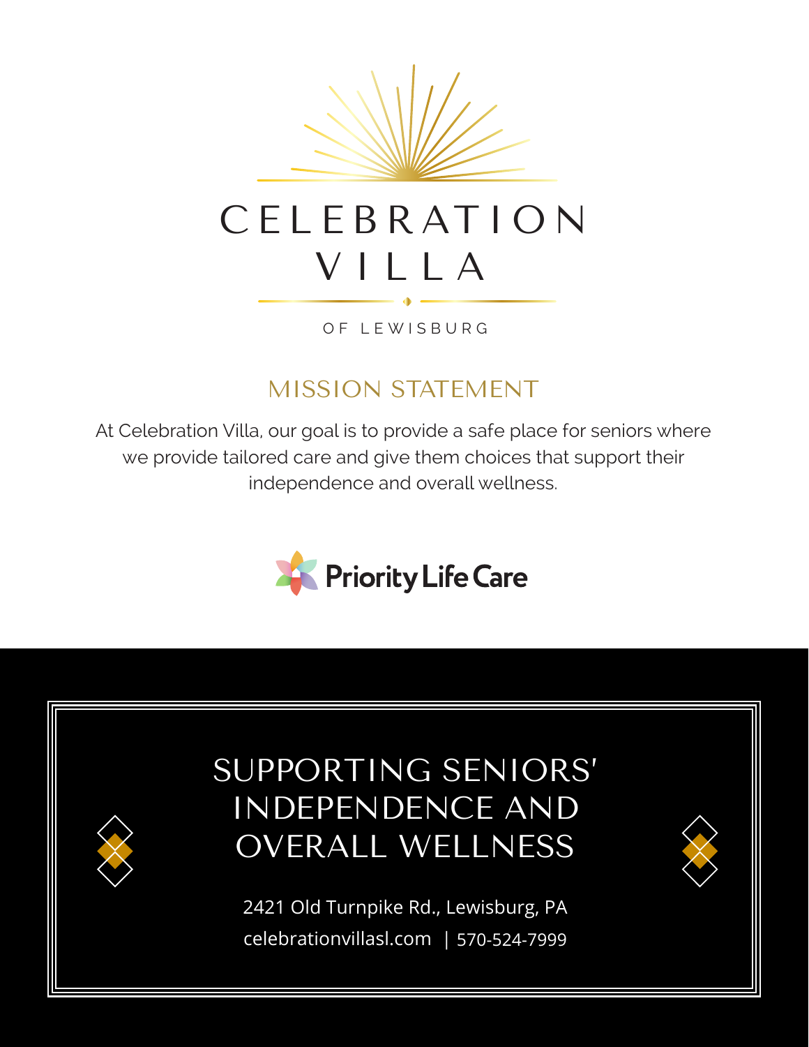# CELEBRATION VILLA

OF LEWISBURG

## MISSION STATEMENT

At Celebration Villa, our goal is to provide a safe place for seniors where we provide tailored care and give them choices that support their independence and overall wellness.

Priority Life Care

## SUPPORTING SENIORS' INDEPENDENCE AND OVERALL WELLNESS

2421 Old Turnpike Rd., Lewisburg, PA

celebrationvillasl.com | 570-524-7999